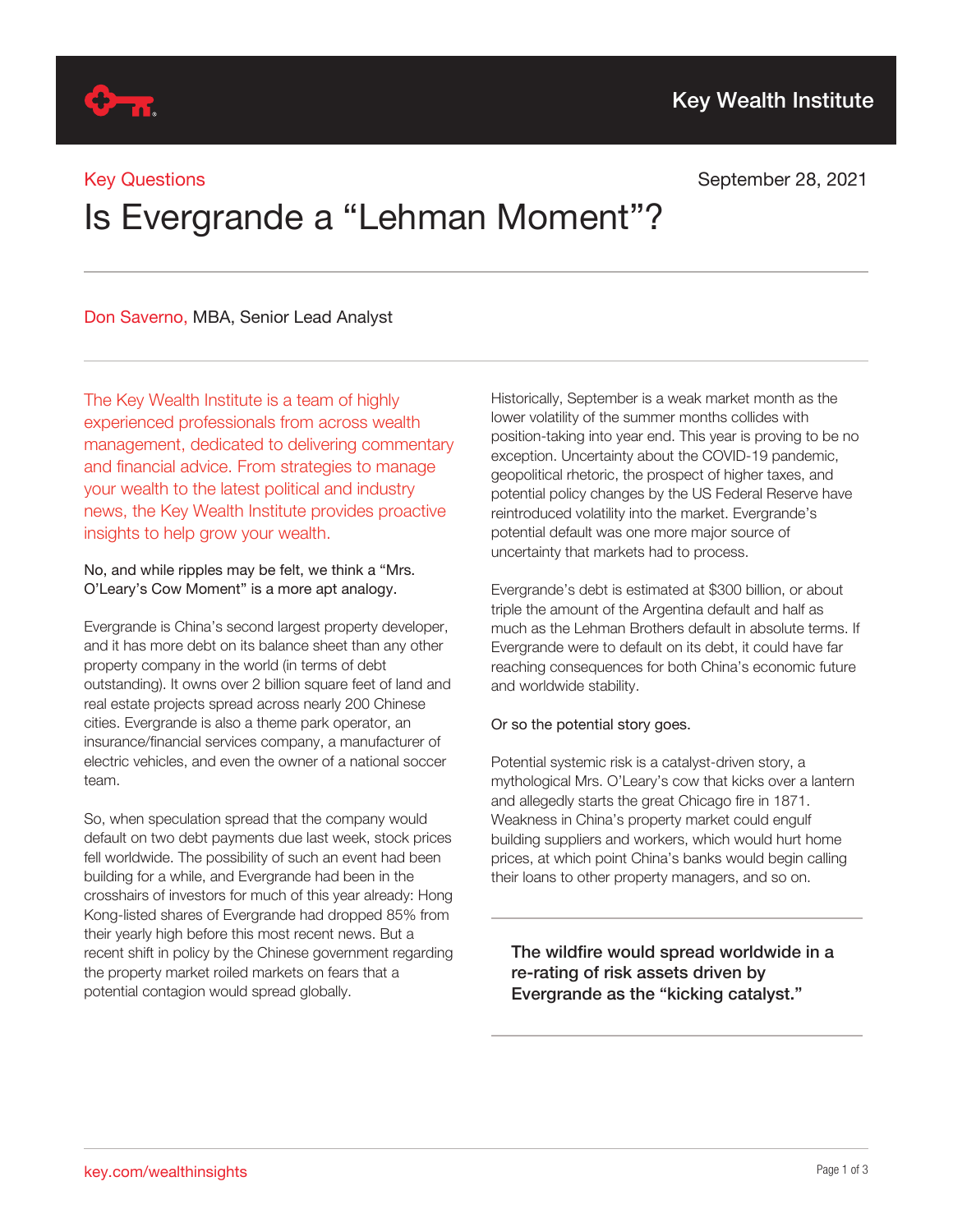Key Wealth Institute

Key Questions

September 28, 2021

# Is Evergrande a "Lehman Moment"?

Don Saverno, MBA, Senior Lead Analyst

The Key Wealth Institute is a team of highly experienced professionals from across wealth management, dedicated to delivering commentary and financial advice. From strategies to manage your wealth to the latest political and industry news, the Key Wealth Institute provides proactive insights to help grow your wealth.

No, and while ripples may be felt, we think a "Mrs. O'Leary's Cow Moment" is a more apt analogy.

Evergrande is China's second largest property developer, and it has more debt on its balance sheet than any other property company in the world (in terms of debt outstanding). It owns over 2 billion square feet of land and real estate projects spread across nearly 200 Chinese cities. Evergrande is also a theme park operator, an insurance/financial services company, a manufacturer of electric vehicles, and even the owner of a national soccer team.

So, when speculation spread that the company would default on two debt payments due last week, stock prices fell worldwide. The possibility of such an event had been building for a while, and Evergrande had been in the crosshairs of investors for much of this year already: Hong Kong-listed shares of Evergrande had dropped 85% from their yearly high before this most recent news. But a recent shift in policy by the Chinese government regarding the property market roiled markets on fears that a potential contagion would spread globally.

Historically, September is a weak market month as the lower volatility of the summer months collides with position-taking into year end. This year is proving to be no exception. Uncertainty about the COVID-19 pandemic, geopolitical rhetoric, the prospect of higher taxes, and potential policy changes by the US Federal Reserve have reintroduced volatility into the market. Evergrande's potential default was one more major source of uncertainty that markets had to process.

Evergrande's debt is estimated at $300 billion, or about triple the amount of the Argentina default and half as much as the Lehman Brothers default in absolute terms. If Evergrande were to default on its debt, it could have far reaching consequences for both China's economic future and worldwide stability.

Or so the potential story goes.

Potential systemic risk is a catalyst-driven story, a mythological Mrs. O'Leary's cow that kicks over a lantern and allegedly starts the great Chicago fire in 1871. Weakness in China's property market could engulf building suppliers and workers, which would hurt home prices, at which point China's banks would begin calling their loans to other property managers, and so on.

**The wildfire would spread worldwide in a re-rating of risk assets driven by Evergrande as the "kicking catalyst."**

key.com/wealthinsights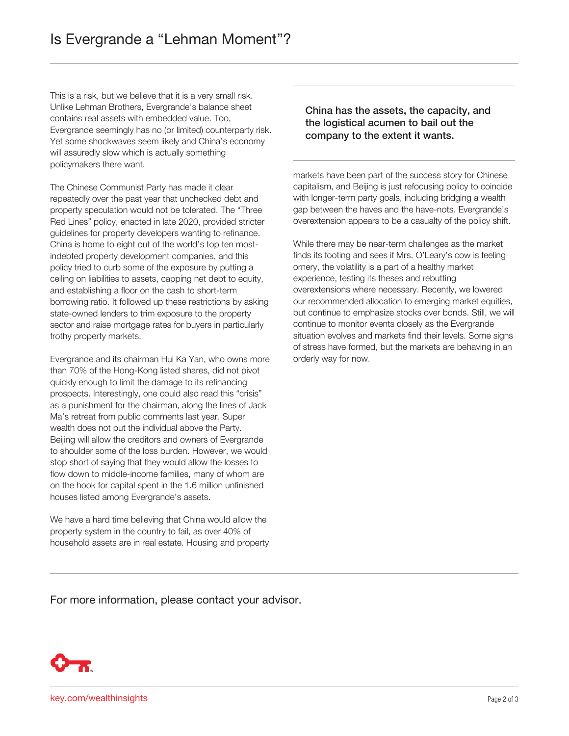This is a risk, but we believe that it is a very small risk. Unlike Lehman Brothers, Evergrande's balance sheet contains real assets with embedded value. Too, Evergrande seemingly has no (or limited) counterparty risk. Yet some shockwaves seem likely and China's economy will assuredly slow which is actually something policymakers there want.

The Chinese Communist Party has made it clear repeatedly over the past year that unchecked debt and property speculation would not be tolerated. The "Three Red Lines" policy, enacted in late 2020, provided stricter guidelines for property developers wanting to refinance. China is home to eight out of the world's top ten most-indebted property development companies, and this policy tried to curb some of the exposure by putting a ceiling on liabilities to assets, capping net debt to equity, and establishing a floor on the cash to short-term borrowing ratio. It followed up these restrictions by asking state-owned lenders to trim exposure to the property sector and raise mortgage rates for buyers in particularly frothy property markets.

Evergrande and its chairman Hui Ka Yan, who owns more than 70% of the Hong-Kong listed shares, did not pivot quickly enough to limit the damage to its refinancing prospects. Interestingly, one could also read this "crisis" as a punishment for the chairman, along the lines of Jack Ma's retreat from public comments last year. Super wealth does not put the individual above the Party. Beijing will allow the creditors and owners of Evergrande to shoulder some of the loss burden. However, we would stop short of saying that they would allow the losses to flow down to middle-income families, many of whom are on the hook for capital spent in the 1.6 million unfinished houses listed among Evergrande's assets.

We have a hard time believing that China would allow the property system in the country to fail, as over 40% of household assets are in real estate. Housing and property markets have been part of the success story for Chinese capitalism, and Beijing is just refocusing policy to coincide with longer-term party goals, including bridging a wealth gap between the haves and the have-nots. Evergrande's overextension appears to be a casualty of the policy shift.

**China has the assets, the capacity, and the logistical acumen to bail out the company to the extent it wants.**

While there may be near-term challenges as the market finds its footing and sees if Mrs. O'Leary's cow is feeling ornery, the volatility is a part of a healthy market experience, testing its theses and rebutting overextensions where necessary. Recently, we lowered our recommended allocation to emerging market equities, but continue to emphasize stocks over bonds. Still, we will continue to monitor events closely as the Evergrande situation evolves and markets find their levels. Some signs of stress have formed, but the markets are behaving in an orderly way for now.

For more information, please contact your advisor.

key.com/wealthinsights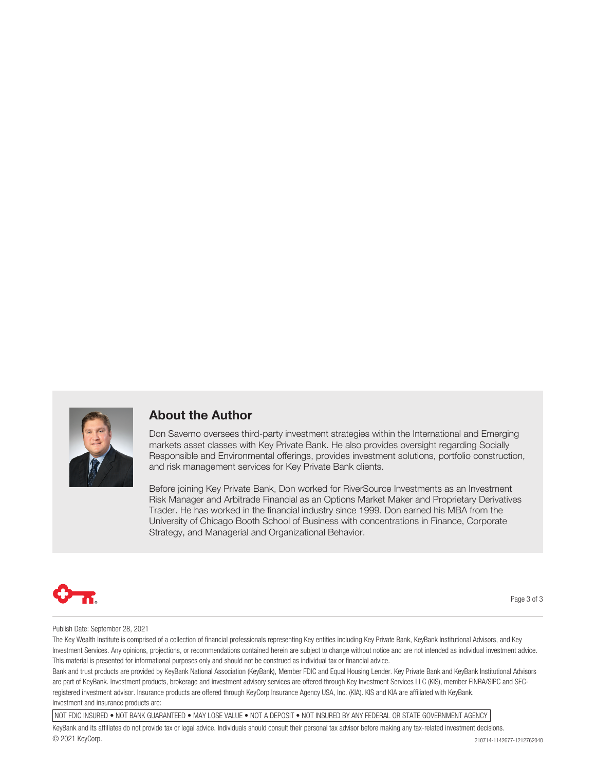## About the Author

Don Saverno oversees third-party investment strategies within the International and Emerging markets asset classes with Key Private Bank. He also provides oversight regarding Socially Responsible and Environmental offerings, provides investment solutions, portfolio construction, and risk management services for Key Private Bank clients.

Before joining Key Private Bank, Don worked for RiverSource Investments as an Investment Risk Manager and Arbitrade Financial as an Options Market Maker and Proprietary Derivatives Trader. He has worked in the financial industry since 1999. Don earned his MBA from the University of Chicago Booth School of Business with concentrations in Finance, Corporate Strategy, and Managerial and Organizational Behavior.

Publish Date: September 28, 2021

The Key Wealth Institute is comprised of a collection of financial professionals representing Key entities including Key Private Bank, KeyBank Institutional Advisors, and Key Investment Services. Any opinions, projections, or recommendations contained herein are subject to change without notice and are not intended as individual investment advice. This material is presented for informational purposes only and should not be construed as individual tax or financial advice.

Bank and trust products are provided by KeyBank National Association (KeyBank), Member FDIC and Equal Housing Lender. Key Private Bank and KeyBank Institutional Advisors are part of KeyBank. Investment products, brokerage and investment advisory services are offered through Key Investment Services LLC (KIS), member FINRA/SIPC and SEC-registered investment advisor. Insurance products are offered through KeyCorp Insurance Agency USA, Inc. (KIA). KIS and KIA are affiliated with KeyBank.

Investment and insurance products are:

NOT FDIC INSURED • NOT BANK GUARANTEED • MAY LOSE VALUE • NOT A DEPOSIT • NOT INSURED BY ANY FEDERAL OR STATE GOVERNMENT AGENCY

KeyBank and its affiliates do not provide tax or legal advice. Individuals should consult their personal tax advisor before making any tax-related investment decisions.

© 2021 KeyCorp.

210714-1142677-1212762040